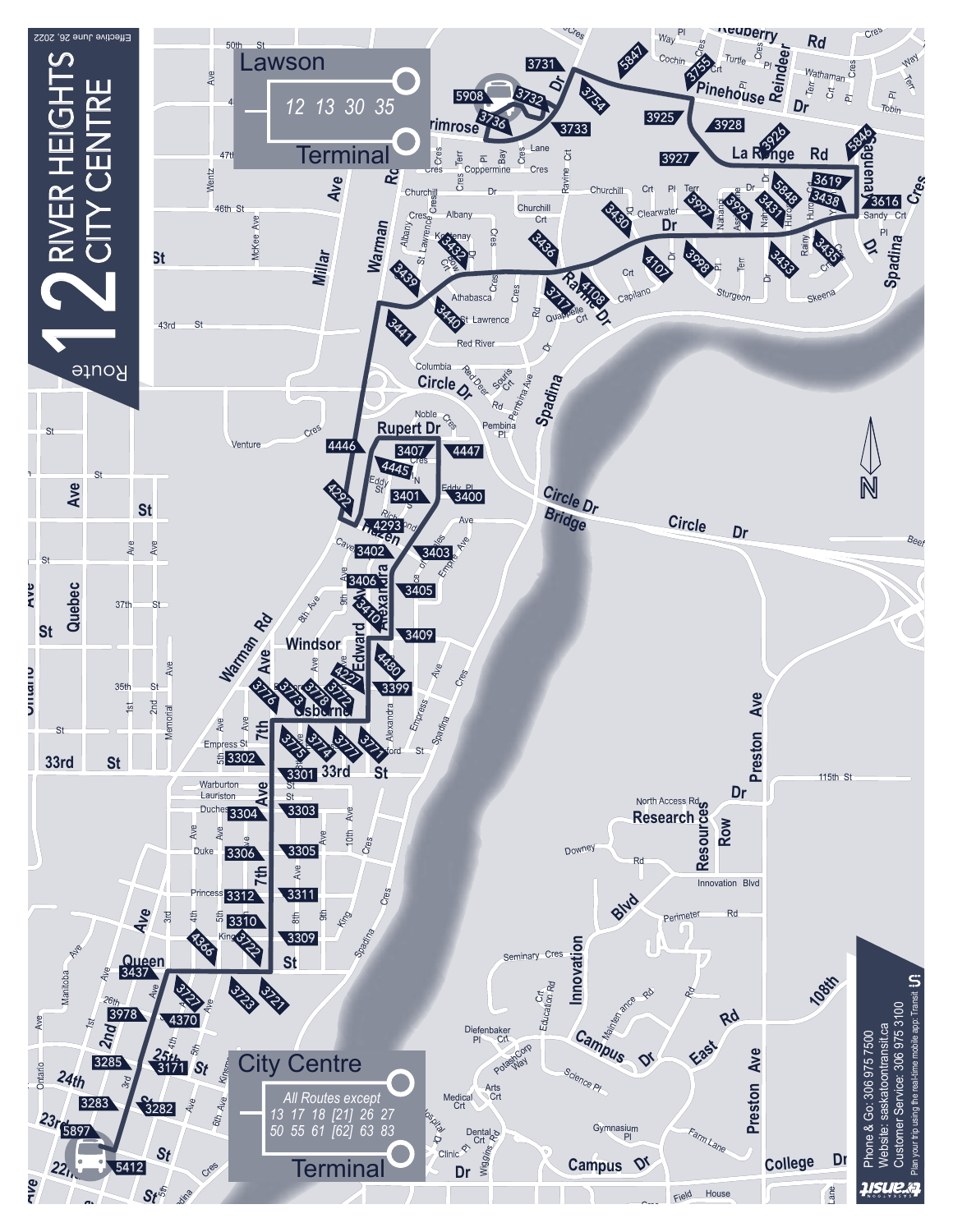# 12 RIVER HEIGHTS CITY CENTRE

Route

Effective June 26, 2022

## Lawson Terminal

12 13 30 35

## City Centre Terminal

All Routes except
13 17 18 [21] 26 27
50 55 61 [62] 63 83

Phone & Go: 306 975 7500
Website: saskatoontransit.ca
Customer Service: 306 975 3100
Plan your trip using the real-time mobile app: Transit

Saskatoon Transit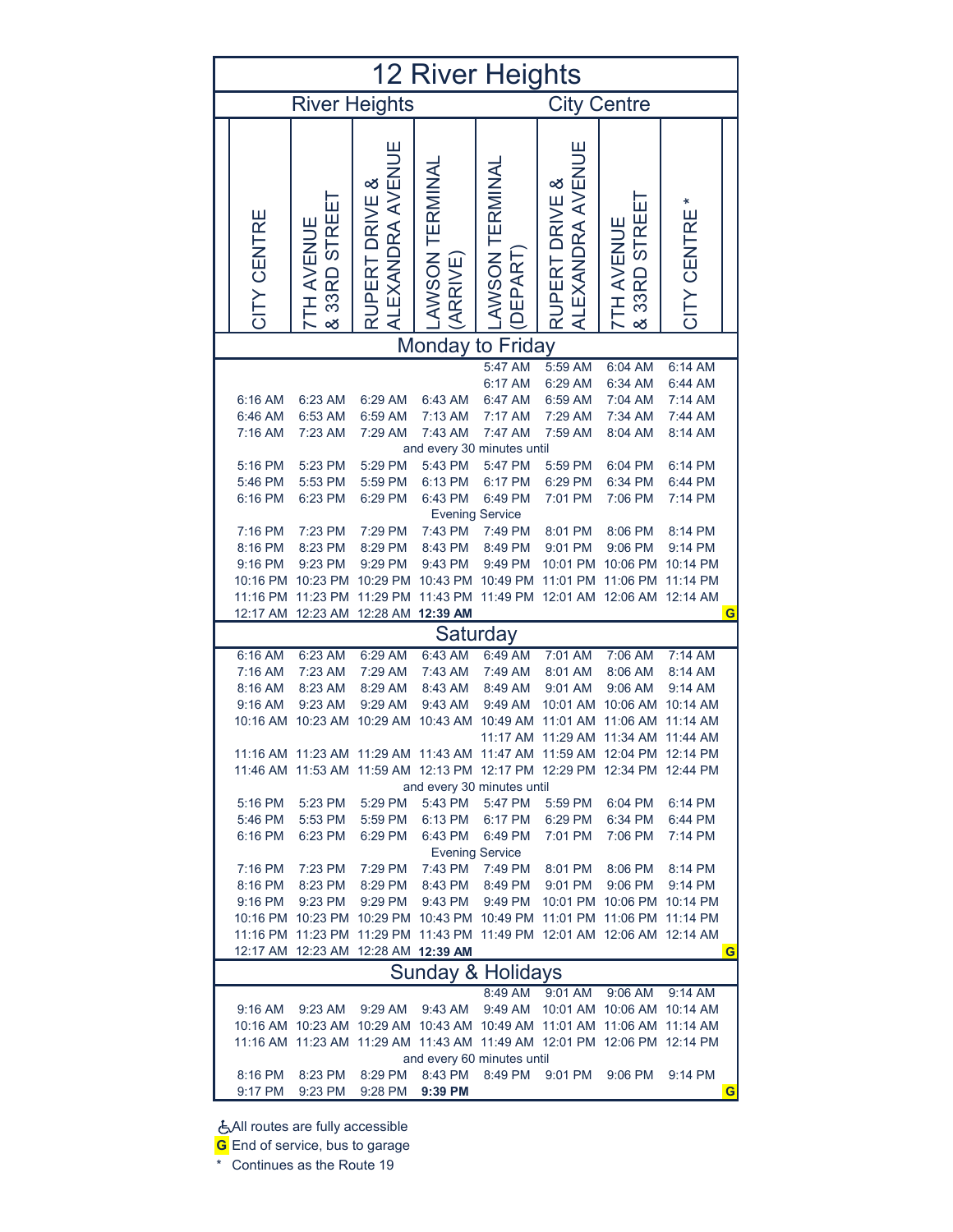# 12 River Heights

| River Heights | | | | City Centre | | | | |
|---|---|---|---|---|---|---|---|---|
| CITY CENTRE | 7TH AVENUE & 33RD STREET | RUPERT DRIVE & ALEXANDRA AVENUE | LAWSON TERMINAL (ARRIVE) | LAWSON TERMINAL (DEPART) | RUPERT DRIVE & ALEXANDRA AVENUE | 7TH AVENUE & 33RD STREET | CITY CENTRE * | |
| **Monday to Friday** | | | | | | | | |
| | | | | 5:47 AM | 5:59 AM | 6:04 AM | 6:14 AM | |
| | | | | 6:17 AM | 6:29 AM | 6:34 AM | 6:44 AM | |
| 6:16 AM | 6:23 AM | 6:29 AM | 6:43 AM | 6:47 AM | 6:59 AM | 7:04 AM | 7:14 AM | |
| 6:46 AM | 6:53 AM | 6:59 AM | 7:13 AM | 7:17 AM | 7:29 AM | 7:34 AM | 7:44 AM | |
| 7:16 AM | 7:23 AM | 7:29 AM | 7:43 AM | 7:47 AM | 7:59 AM | 8:04 AM | 8:14 AM | |
| and every 30 minutes until | | | | | | | | |
| 5:16 PM | 5:23 PM | 5:29 PM | 5:43 PM | 5:47 PM | 5:59 PM | 6:04 PM | 6:14 PM | |
| 5:46 PM | 5:53 PM | 5:59 PM | 6:13 PM | 6:17 PM | 6:29 PM | 6:34 PM | 6:44 PM | |
| 6:16 PM | 6:23 PM | 6:29 PM | 6:43 PM | 6:49 PM | 7:01 PM | 7:06 PM | 7:14 PM | |
| Evening Service | | | | | | | | |
| 7:16 PM | 7:23 PM | 7:29 PM | 7:43 PM | 7:49 PM | 8:01 PM | 8:06 PM | 8:14 PM | |
| 8:16 PM | 8:23 PM | 8:29 PM | 8:43 PM | 8:49 PM | 9:01 PM | 9:06 PM | 9:14 PM | |
| 9:16 PM | 9:23 PM | 9:29 PM | 9:43 PM | 9:49 PM | 10:01 PM | 10:06 PM | 10:14 PM | |
| 10:16 PM | 10:23 PM | 10:29 PM | 10:43 PM | 10:49 PM | 11:01 PM | 11:06 PM | 11:14 PM | |
| 11:16 PM | 11:23 PM | 11:29 PM | 11:43 PM | 11:49 PM | 12:01 AM | 12:06 AM | 12:14 AM | |
| 12:17 AM | 12:23 AM | 12:28 AM | **12:39 AM** | | | | | G |
| **Saturday** | | | | | | | | |
| 6:16 AM | 6:23 AM | 6:29 AM | 6:43 AM | 6:49 AM | 7:01 AM | 7:06 AM | 7:14 AM | |
| 7:16 AM | 7:23 AM | 7:29 AM | 7:43 AM | 7:49 AM | 8:01 AM | 8:06 AM | 8:14 AM | |
| 8:16 AM | 8:23 AM | 8:29 AM | 8:43 AM | 8:49 AM | 9:01 AM | 9:06 AM | 9:14 AM | |
| 9:16 AM | 9:23 AM | 9:29 AM | 9:43 AM | 9:49 AM | 10:01 AM | 10:06 AM | 10:14 AM | |
| 10:16 AM | 10:23 AM | 10:29 AM | 10:43 AM | 10:49 AM | 11:01 AM | 11:06 AM | 11:14 AM | |
| | | | | 11:17 AM | 11:29 AM | 11:34 AM | 11:44 AM | |
| 11:16 AM | 11:23 AM | 11:29 AM | 11:43 AM | 11:47 AM | 11:59 AM | 12:04 PM | 12:14 PM | |
| 11:46 AM | 11:53 AM | 11:59 AM | 12:13 PM | 12:17 PM | 12:29 PM | 12:34 PM | 12:44 PM | |
| and every 30 minutes until | | | | | | | | |
| 5:16 PM | 5:23 PM | 5:29 PM | 5:43 PM | 5:47 PM | 5:59 PM | 6:04 PM | 6:14 PM | |
| 5:46 PM | 5:53 PM | 5:59 PM | 6:13 PM | 6:17 PM | 6:29 PM | 6:34 PM | 6:44 PM | |
| 6:16 PM | 6:23 PM | 6:29 PM | 6:43 PM | 6:49 PM | 7:01 PM | 7:06 PM | 7:14 PM | |
| Evening Service | | | | | | | | |
| 7:16 PM | 7:23 PM | 7:29 PM | 7:43 PM | 7:49 PM | 8:01 PM | 8:06 PM | 8:14 PM | |
| 8:16 PM | 8:23 PM | 8:29 PM | 8:43 PM | 8:49 PM | 9:01 PM | 9:06 PM | 9:14 PM | |
| 9:16 PM | 9:23 PM | 9:29 PM | 9:43 PM | 9:49 PM | 10:01 PM | 10:06 PM | 10:14 PM | |
| 10:16 PM | 10:23 PM | 10:29 PM | 10:43 PM | 10:49 PM | 11:01 PM | 11:06 PM | 11:14 PM | |
| 11:16 PM | 11:23 PM | 11:29 PM | 11:43 PM | 11:49 PM | 12:01 AM | 12:06 AM | 12:14 AM | |
| 12:17 AM | 12:23 AM | 12:28 AM | **12:39 AM** | | | | | G |
| **Sunday & Holidays** | | | | | | | | |
| | | | | 8:49 AM | 9:01 AM | 9:06 AM | 9:14 AM | |
| 9:16 AM | 9:23 AM | 9:29 AM | 9:43 AM | 9:49 AM | 10:01 AM | 10:06 AM | 10:14 AM | |
| 10:16 AM | 10:23 AM | 10:29 AM | 10:43 AM | 10:49 AM | 11:01 AM | 11:06 AM | 11:14 AM | |
| 11:16 AM | 11:23 AM | 11:29 AM | 11:43 AM | 11:49 AM | 12:01 PM | 12:06 PM | 12:14 PM | |
| and every 60 minutes until | | | | | | | | |
| 8:16 PM | 8:23 PM | 8:29 PM | 8:43 PM | 8:49 PM | 9:01 PM | 9:06 PM | 9:14 PM | |
| 9:17 PM | 9:23 PM | 9:28 PM | **9:39 PM** | | | | | G |

♿ All routes are fully accessible

**G** End of service, bus to garage

\* Continues as the Route 19